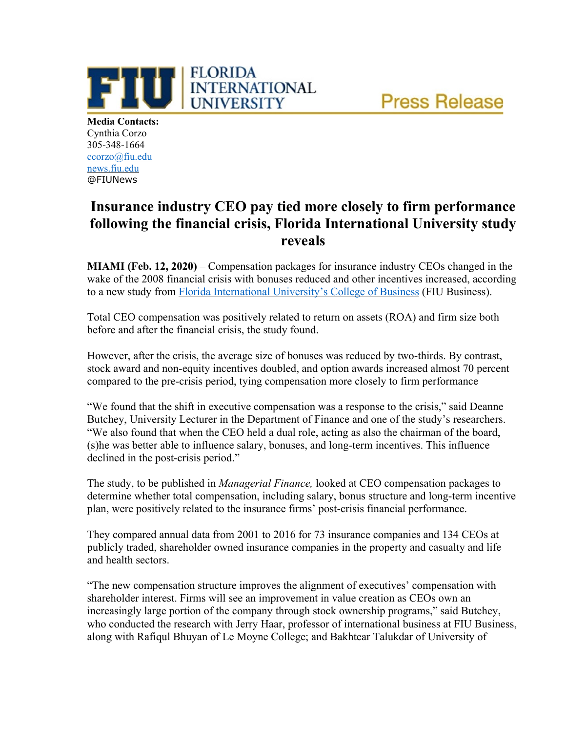FIU | FLORIDA INTERNATIONAL UNIVERSITY

Press Release

**Media Contacts:**
Cynthia Corzo
305-348-1664
ccorzo@fiu.edu
news.fiu.edu
@FIUNews

# Insurance industry CEO pay tied more closely to firm performance following the financial crisis, Florida International University study reveals

**MIAMI (Feb. 12, 2020)** – Compensation packages for insurance industry CEOs changed in the wake of the 2008 financial crisis with bonuses reduced and other incentives increased, according to a new study from Florida International University's College of Business (FIU Business).

Total CEO compensation was positively related to return on assets (ROA) and firm size both before and after the financial crisis, the study found.

However, after the crisis, the average size of bonuses was reduced by two-thirds. By contrast, stock award and non-equity incentives doubled, and option awards increased almost 70 percent compared to the pre-crisis period, tying compensation more closely to firm performance

"We found that the shift in executive compensation was a response to the crisis," said Deanne Butchey, University Lecturer in the Department of Finance and one of the study's researchers. "We also found that when the CEO held a dual role, acting as also the chairman of the board, (s)he was better able to influence salary, bonuses, and long-term incentives. This influence declined in the post-crisis period."

The study, to be published in *Managerial Finance,* looked at CEO compensation packages to determine whether total compensation, including salary, bonus structure and long-term incentive plan, were positively related to the insurance firms' post-crisis financial performance.

They compared annual data from 2001 to 2016 for 73 insurance companies and 134 CEOs at publicly traded, shareholder owned insurance companies in the property and casualty and life and health sectors.

"The new compensation structure improves the alignment of executives' compensation with shareholder interest. Firms will see an improvement in value creation as CEOs own an increasingly large portion of the company through stock ownership programs," said Butchey, who conducted the research with Jerry Haar, professor of international business at FIU Business, along with Rafiqul Bhuyan of Le Moyne College; and Bakhtear Talukdar of University of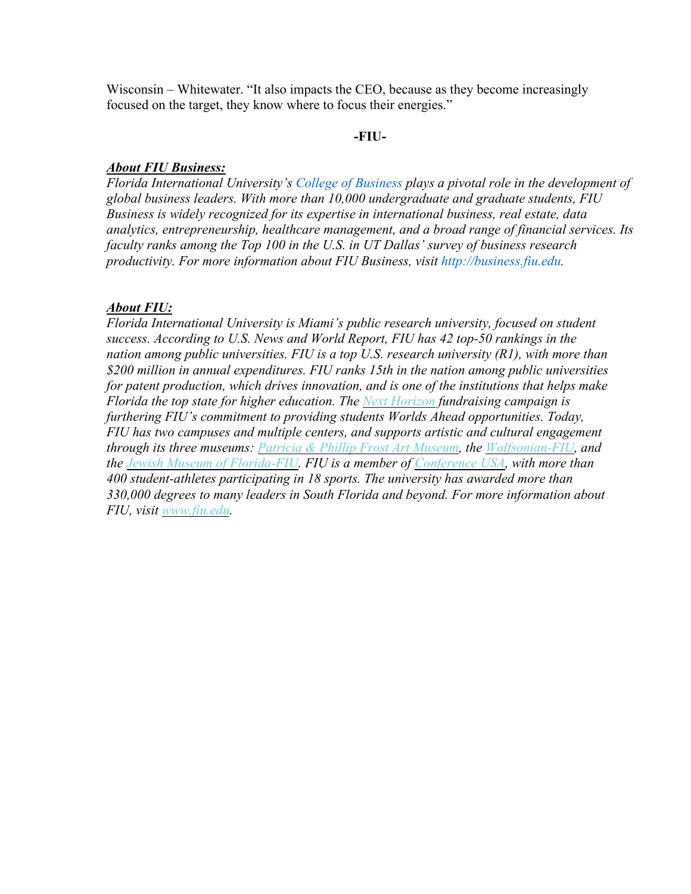Wisconsin – Whitewater. “It also impacts the CEO, because as they become increasingly focused on the target, they know where to focus their energies.”

**-FIU-**

***About FIU Business:***
*Florida International University’s College of Business plays a pivotal role in the development of global business leaders. With more than 10,000 undergraduate and graduate students, FIU Business is widely recognized for its expertise in international business, real estate, data analytics, entrepreneurship, healthcare management, and a broad range of financial services. Its faculty ranks among the Top 100 in the U.S. in UT Dallas’ survey of business research productivity. For more information about FIU Business, visit http://business.fiu.edu.*

***About FIU:***
*Florida International University is Miami’s public research university, focused on student success. According to U.S. News and World Report, FIU has 42 top-50 rankings in the nation among public universities. FIU is a top U.S. research university (R1), with more than $200 million in annual expenditures. FIU ranks 15th in the nation among public universities for patent production, which drives innovation, and is one of the institutions that helps make Florida the top state for higher education. The Next Horizon fundraising campaign is furthering FIU’s commitment to providing students Worlds Ahead opportunities. Today, FIU has two campuses and multiple centers, and supports artistic and cultural engagement through its three museums: Patricia & Phillip Frost Art Museum, the Wolfsonian-FIU, and the Jewish Museum of Florida-FIU. FIU is a member of Conference USA, with more than 400 student-athletes participating in 18 sports. The university has awarded more than 330,000 degrees to many leaders in South Florida and beyond. For more information about FIU, visit www.fiu.edu.*